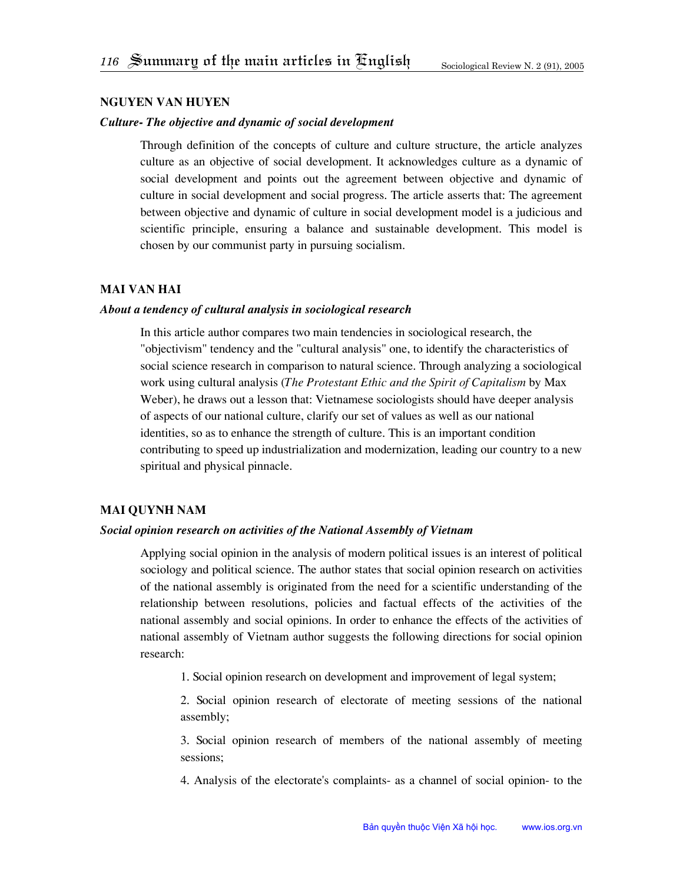**NGUYEN VAN HUYEN**

***Culture- The objective and dynamic of social development***

Through definition of the concepts of culture and culture structure, the article analyzes culture as an objective of social development. It acknowledges culture as a dynamic of social development and points out the agreement between objective and dynamic of culture in social development and social progress. The article asserts that: The agreement between objective and dynamic of culture in social development model is a judicious and scientific principle, ensuring a balance and sustainable development. This model is chosen by our communist party in pursuing socialism.

**MAI VAN HAI**

***About a tendency of cultural analysis in sociological research***

In this article author compares two main tendencies in sociological research, the "objectivism" tendency and the "cultural analysis" one, to identify the characteristics of social science research in comparison to natural science. Through analyzing a sociological work using cultural analysis (*The Protestant Ethic and the Spirit of Capitalism* by Max Weber), he draws out a lesson that: Vietnamese sociologists should have deeper analysis of aspects of our national culture, clarify our set of values as well as our national identities, so as to enhance the strength of culture. This is an important condition contributing to speed up industrialization and modernization, leading our country to a new spiritual and physical pinnacle.

**MAI QUYNH NAM**

***Social opinion research on activities of the National Assembly of Vietnam***

Applying social opinion in the analysis of modern political issues is an interest of political sociology and political science. The author states that social opinion research on activities of the national assembly is originated from the need for a scientific understanding of the relationship between resolutions, policies and factual effects of the activities of the national assembly and social opinions. In order to enhance the effects of the activities of national assembly of Vietnam author suggests the following directions for social opinion research:

1. Social opinion research on development and improvement of legal system;
2. Social opinion research of electorate of meeting sessions of the national assembly;
3. Social opinion research of members of the national assembly of meeting sessions;
4. Analysis of the electorate's complaints- as a channel of social opinion- to the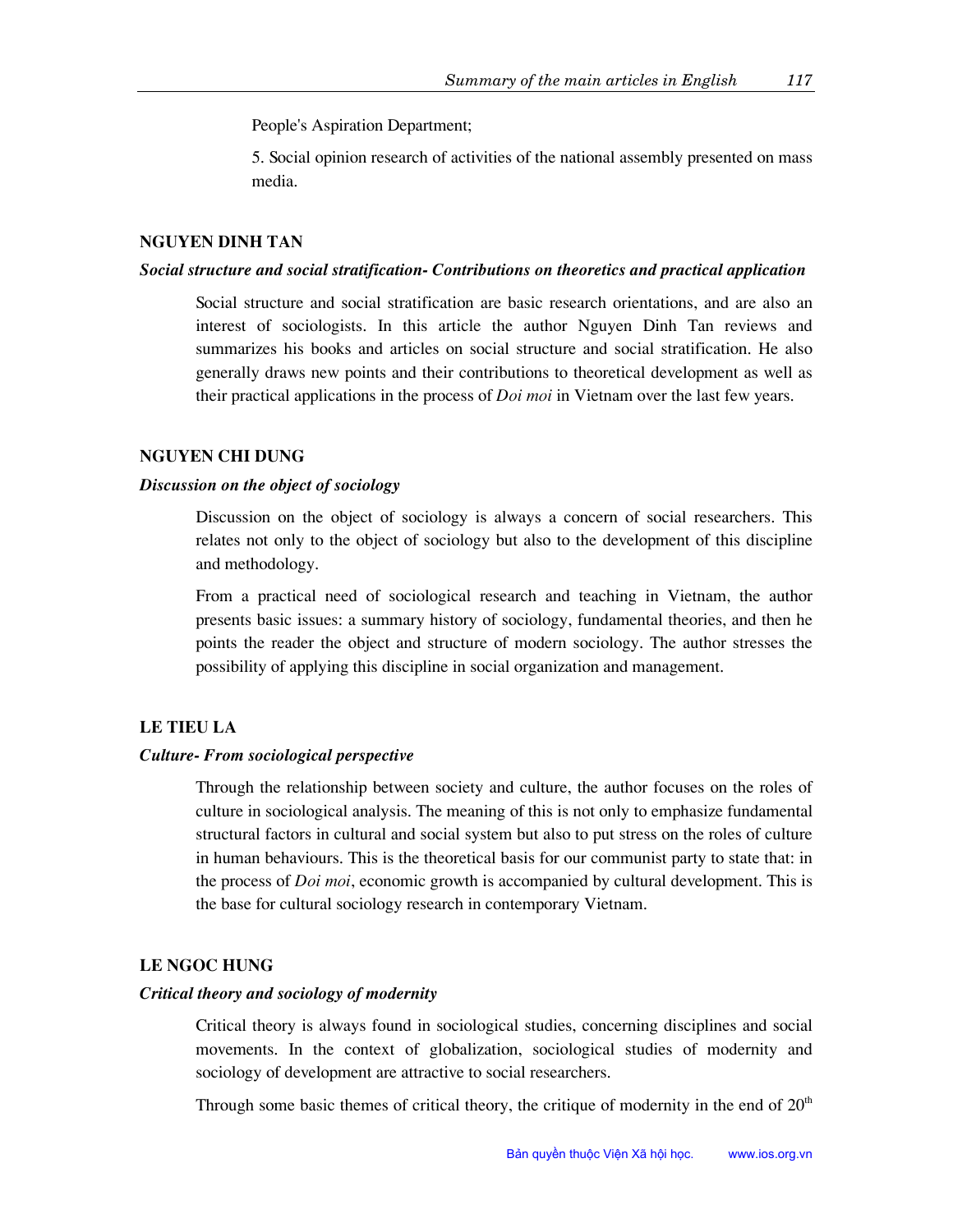People's Aspiration Department;

5. Social opinion research of activities of the national assembly presented on mass media.

**NGUYEN DINH TAN**

***Social structure and social stratification- Contributions on theoretics and practical application***

Social structure and social stratification are basic research orientations, and are also an interest of sociologists. In this article the author Nguyen Dinh Tan reviews and summarizes his books and articles on social structure and social stratification. He also generally draws new points and their contributions to theoretical development as well as their practical applications in the process of *Doi moi* in Vietnam over the last few years.

**NGUYEN CHI DUNG**

***Discussion on the object of sociology***

Discussion on the object of sociology is always a concern of social researchers. This relates not only to the object of sociology but also to the development of this discipline and methodology.

From a practical need of sociological research and teaching in Vietnam, the author presents basic issues: a summary history of sociology, fundamental theories, and then he points the reader the object and structure of modern sociology. The author stresses the possibility of applying this discipline in social organization and management.

**LE TIEU LA**

***Culture- From sociological perspective***

Through the relationship between society and culture, the author focuses on the roles of culture in sociological analysis. The meaning of this is not only to emphasize fundamental structural factors in cultural and social system but also to put stress on the roles of culture in human behaviours. This is the theoretical basis for our communist party to state that: in the process of *Doi moi*, economic growth is accompanied by cultural development. This is the base for cultural sociology research in contemporary Vietnam.

**LE NGOC HUNG**

***Critical theory and sociology of modernity***

Critical theory is always found in sociological studies, concerning disciplines and social movements. In the context of globalization, sociological studies of modernity and sociology of development are attractive to social researchers.

Through some basic themes of critical theory, the critique of modernity in the end of 20th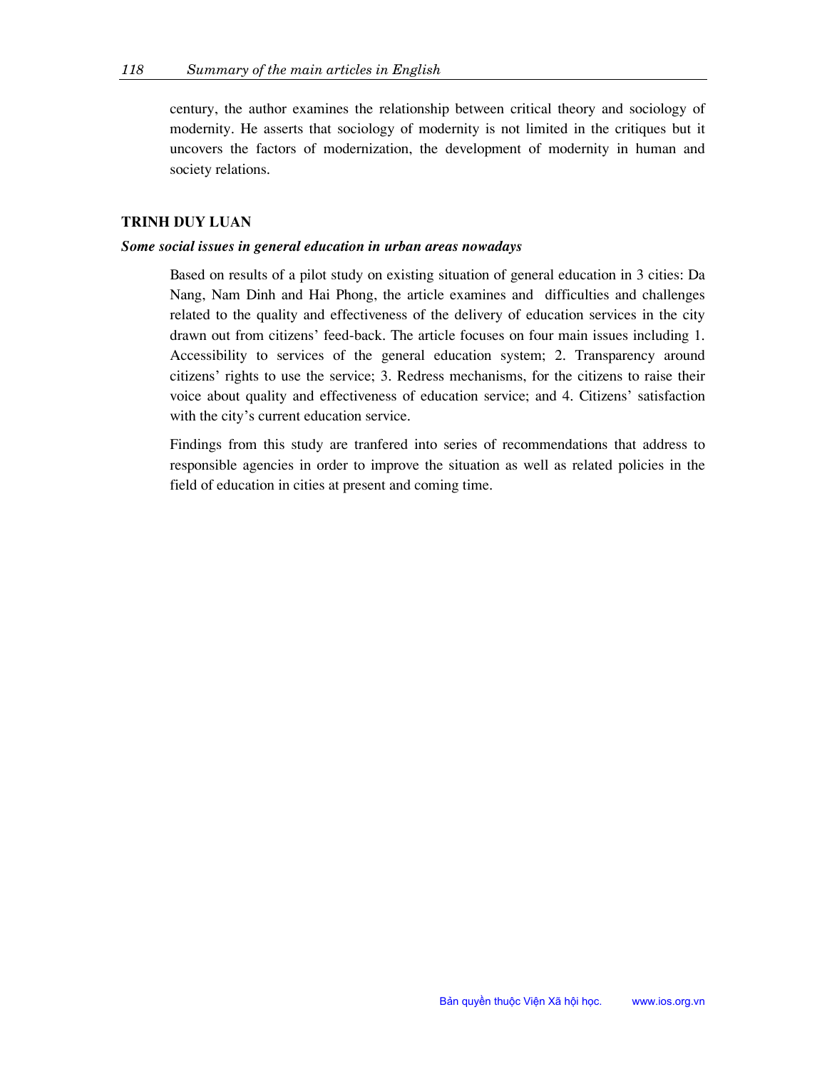century, the author examines the relationship between critical theory and sociology of modernity. He asserts that sociology of modernity is not limited in the critiques but it uncovers the factors of modernization, the development of modernity in human and society relations.

**TRINH DUY LUAN**

***Some social issues in general education in urban areas nowadays***

Based on results of a pilot study on existing situation of general education in 3 cities: Da Nang, Nam Dinh and Hai Phong, the article examines and difficulties and challenges related to the quality and effectiveness of the delivery of education services in the city drawn out from citizens' feed-back. The article focuses on four main issues including 1. Accessibility to services of the general education system; 2. Transparency around citizens' rights to use the service; 3. Redress mechanisms, for the citizens to raise their voice about quality and effectiveness of education service; and 4. Citizens' satisfaction with the city's current education service.

Findings from this study are tranfered into series of recommendations that address to responsible agencies in order to improve the situation as well as related policies in the field of education in cities at present and coming time.